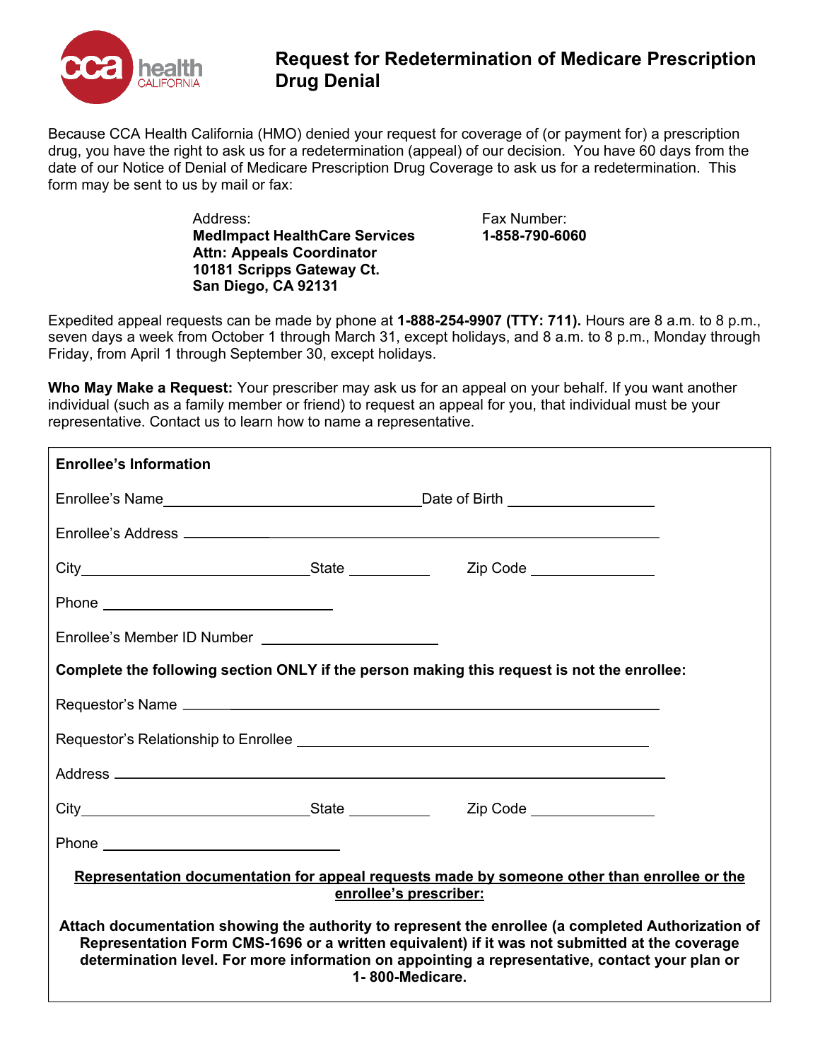# Request for Redetermination of Medicare Prescription Drug Denial

Because CCA Health California (HMO) denied your request for coverage of (or payment for) a prescription drug, you have the right to ask us for a redetermination (appeal) of our decision. You have 60 days from the date of our Notice of Denial of Medicare Prescription Drug Coverage to ask us for a redetermination. This form may be sent to us by mail or fax:

Address:
**MedImpact HealthCare Services**
**Attn: Appeals Coordinator**
**10181 Scripps Gateway Ct.**
**San Diego, CA 92131**

Fax Number:
**1-858-790-6060**

Expedited appeal requests can be made by phone at **1-888-254-9907 (TTY: 711).** Hours are 8 a.m. to 8 p.m., seven days a week from October 1 through March 31, except holidays, and 8 a.m. to 8 p.m., Monday through Friday, from April 1 through September 30, except holidays.

**Who May Make a Request:** Your prescriber may ask us for an appeal on your behalf. If you want another individual (such as a family member or friend) to request an appeal for you, that individual must be your representative. Contact us to learn how to name a representative.

**Enrollee's Information**

Enrollee's Name ______________________ Date of Birth ______________

Enrollee's Address ______________________________________________

City ______________________ State __________ Zip Code ______________

Phone ______________________

Enrollee's Member ID Number ______________________

**Complete the following section ONLY if the person making this request is not the enrollee:**

Requestor's Name ______________________________________________

Requestor's Relationship to Enrollee ______________________________

Address ______________________________________________________

City ______________________ State __________ Zip Code ______________

Phone ______________________

**Representation documentation for appeal requests made by someone other than enrollee or the enrollee's prescriber:**

**Attach documentation showing the authority to represent the enrollee (a completed Authorization of Representation Form CMS-1696 or a written equivalent) if it was not submitted at the coverage determination level. For more information on appointing a representative, contact your plan or 1- 800-Medicare.**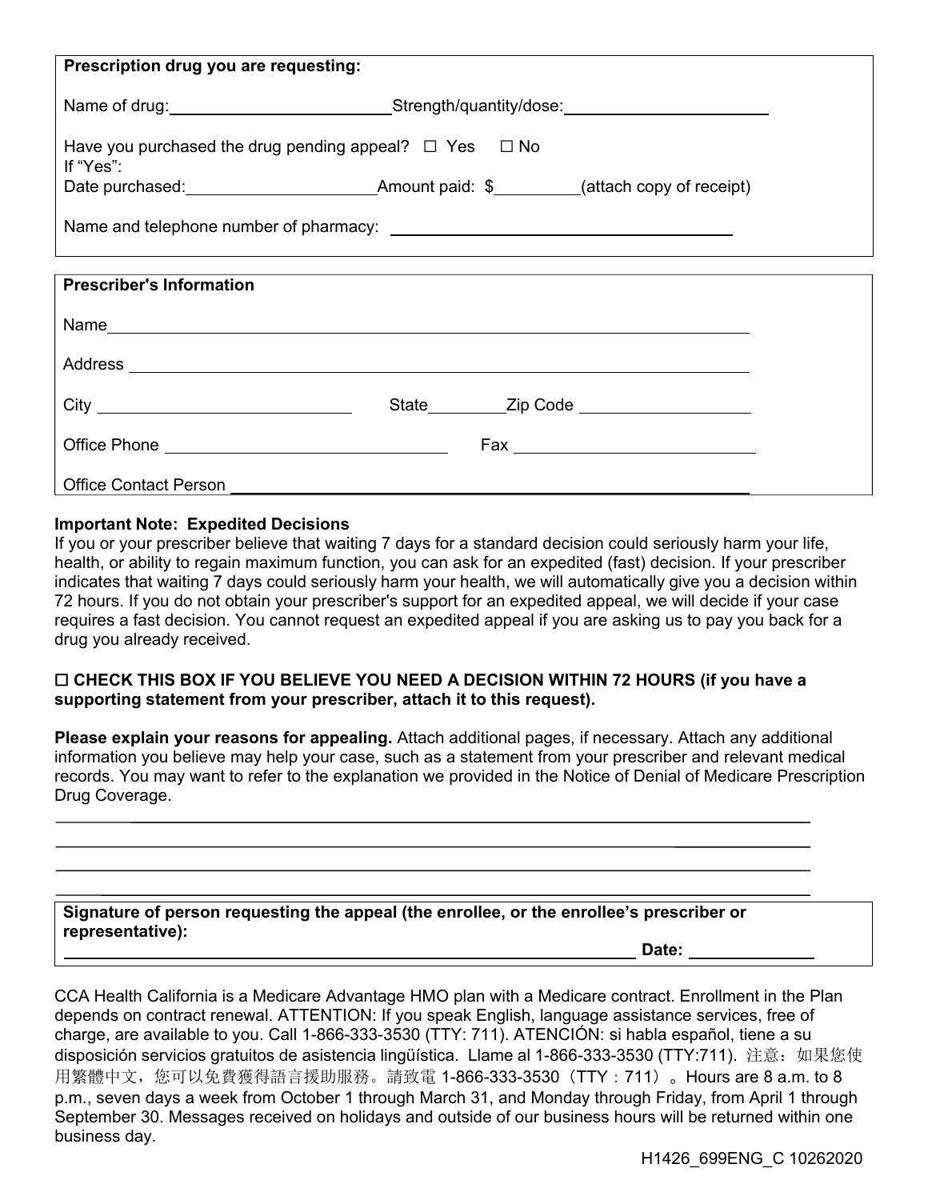**Prescription drug you are requesting:**

Name of drug:\_\_\_\_\_\_\_\_\_\_\_\_\_\_\_\_\_\_\_\_\_\_\_\_Strength/quantity/dose:\_\_\_\_\_\_\_\_\_\_\_\_\_\_\_\_\_\_\_\_\_\_\_\_

Have you purchased the drug pending appeal? ☐ Yes ☐ No
If "Yes":
Date purchased:\_\_\_\_\_\_\_\_\_\_\_\_\_\_\_\_\_\_\_\_Amount paid: $\_\_\_\_\_\_\_\_\_(attach copy of receipt)

Name and telephone number of pharmacy: \_\_\_\_\_\_\_\_\_\_\_\_\_\_\_\_\_\_\_\_\_\_\_\_\_\_\_\_\_\_\_\_\_\_\_\_\_\_

**Prescriber's Information**

Name\_\_\_\_\_\_\_\_\_\_\_\_\_\_\_\_\_\_\_\_\_\_\_\_\_\_\_\_\_\_\_\_\_\_\_\_\_\_\_\_\_\_\_\_\_\_\_\_\_\_\_\_\_\_\_\_\_\_\_\_\_\_\_\_\_\_

Address \_\_\_\_\_\_\_\_\_\_\_\_\_\_\_\_\_\_\_\_\_\_\_\_\_\_\_\_\_\_\_\_\_\_\_\_\_\_\_\_\_\_\_\_\_\_\_\_\_\_\_\_\_\_\_\_\_\_\_\_\_\_\_

City \_\_\_\_\_\_\_\_\_\_\_\_\_\_\_\_\_\_\_\_\_\_\_\_\_\_\_\_ State\_\_\_\_\_\_\_\_\_Zip Code \_\_\_\_\_\_\_\_\_\_\_\_\_\_\_\_\_\_\_\_

Office Phone \_\_\_\_\_\_\_\_\_\_\_\_\_\_\_\_\_\_\_\_\_\_\_\_\_\_\_\_\_\_\_\_ Fax \_\_\_\_\_\_\_\_\_\_\_\_\_\_\_\_\_\_\_\_\_\_\_\_\_\_\_\_

Office Contact Person \_\_\_\_\_\_\_\_\_\_\_\_\_\_\_\_\_\_\_\_\_\_\_\_\_\_\_\_\_\_\_\_\_\_\_\_\_\_\_\_\_\_\_\_\_\_\_\_\_\_\_\_\_\_\_\_\_

**Important Note: Expedited Decisions**

If you or your prescriber believe that waiting 7 days for a standard decision could seriously harm your life, health, or ability to regain maximum function, you can ask for an expedited (fast) decision. If your prescriber indicates that waiting 7 days could seriously harm your health, we will automatically give you a decision within 72 hours. If you do not obtain your prescriber's support for an expedited appeal, we will decide if your case requires a fast decision. You cannot request an expedited appeal if you are asking us to pay you back for a drug you already received.

**☐ CHECK THIS BOX IF YOU BELIEVE YOU NEED A DECISION WITHIN 72 HOURS (if you have a supporting statement from your prescriber, attach it to this request).**

**Please explain your reasons for appealing.** Attach additional pages, if necessary. Attach any additional information you believe may help your case, such as a statement from your prescriber and relevant medical records. You may want to refer to the explanation we provided in the Notice of Denial of Medicare Prescription Drug Coverage.

\_\_\_\_\_\_\_\_\_\_\_\_\_\_\_\_\_\_\_\_\_\_\_\_\_\_\_\_\_\_\_\_\_\_\_\_\_\_\_\_\_\_\_\_\_\_\_\_\_\_\_\_\_\_\_\_\_\_\_\_\_\_\_\_\_\_\_\_\_\_\_\_\_\_\_\_\_

\_\_\_\_\_\_\_\_\_\_\_\_\_\_\_\_\_\_\_\_\_\_\_\_\_\_\_\_\_\_\_\_\_\_\_\_\_\_\_\_\_\_\_\_\_\_\_\_\_\_\_\_\_\_\_\_\_\_\_\_\_\_\_\_\_\_\_\_\_\_\_\_\_\_\_\_\_

\_\_\_\_\_\_\_\_\_\_\_\_\_\_\_\_\_\_\_\_\_\_\_\_\_\_\_\_\_\_\_\_\_\_\_\_\_\_\_\_\_\_\_\_\_\_\_\_\_\_\_\_\_\_\_\_\_\_\_\_\_\_\_\_\_\_\_\_\_\_\_\_\_\_\_\_\_

\_\_\_\_\_\_\_\_\_\_\_\_\_\_\_\_\_\_\_\_\_\_\_\_\_\_\_\_\_\_\_\_\_\_\_\_\_\_\_\_\_\_\_\_\_\_\_\_\_\_\_\_\_\_\_\_\_\_\_\_\_\_\_\_\_\_\_\_\_\_\_\_\_\_\_\_\_

**Signature of person requesting the appeal (the enrollee, or the enrollee's prescriber or representative):**

\_\_\_\_\_\_\_\_\_\_\_\_\_\_\_\_\_\_\_\_\_\_\_\_\_\_\_\_\_\_\_\_\_\_\_\_\_\_\_\_\_\_\_\_\_\_\_\_\_\_\_\_\_\_\_\_\_\_\_\_\_\_\_\_ **Date:** \_\_\_\_\_\_\_\_\_\_\_\_\_

CCA Health California is a Medicare Advantage HMO plan with a Medicare contract. Enrollment in the Plan depends on contract renewal. ATTENTION: If you speak English, language assistance services, free of charge, are available to you. Call 1-866-333-3530 (TTY: 711). ATENCIÓN: si habla español, tiene a su disposición servicios gratuitos de asistencia lingüística. Llame al 1-866-333-3530 (TTY:711). 注意：如果您使用繁體中文，您可以免費獲得語言援助服務。請致電 1-866-333-3530（TTY：711）。Hours are 8 a.m. to 8 p.m., seven days a week from October 1 through March 31, and Monday through Friday, from April 1 through September 30. Messages received on holidays and outside of our business hours will be returned within one business day.

H1426_699ENG_C 10262020